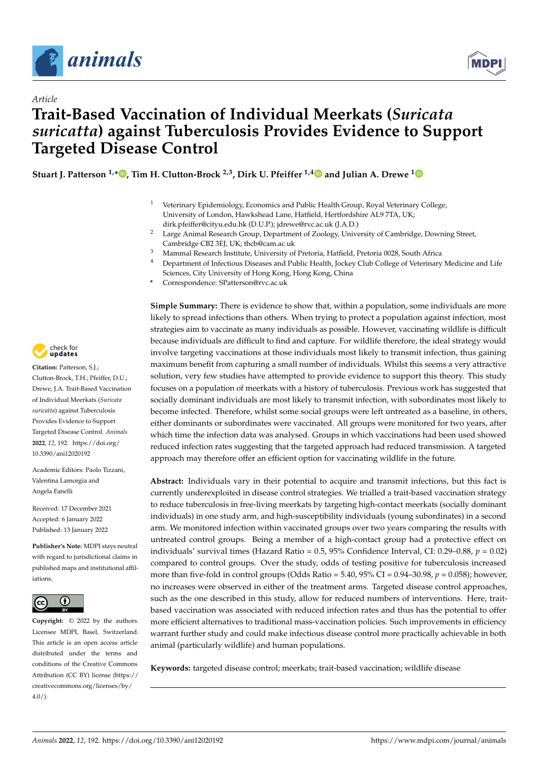Article

# Trait-Based Vaccination of Individual Meerkats (*Suricata suricatta*) against Tuberculosis Provides Evidence to Support Targeted Disease Control

**Stuart J. Patterson [1,*], Tim H. Clutton-Brock [2,3], Dirk U. Pfeiffer [1,4] and Julian A. Drewe [1]**

[1] Veterinary Epidemiology, Economics and Public Health Group, Royal Veterinary College, University of London, Hawkshead Lane, Hatfield, Hertfordshire AL9 7TA, UK; dirk.pfeiffer@cityu.edu.hk (D.U.P.); jdrewe@rvc.ac.uk (J.A.D.)

[2] Large Animal Research Group, Department of Zoology, University of Cambridge, Downing Street, Cambridge CB2 3EJ, UK; thcb@cam.ac.uk

[3] Mammal Research Institute, University of Pretoria, Hatfield, Pretoria 0028, South Africa

[4] Department of Infectious Diseases and Public Health, Jockey Club College of Veterinary Medicine and Life Sciences, City University of Hong Kong, Hong Kong, China

\* Correspondence: SPatterson@rvc.ac.uk

**Citation:** Patterson, S.J.; Clutton-Brock, T.H.; Pfeiffer, D.U.; Drewe, J.A. Trait-Based Vaccination of Individual Meerkats (*Suricata suricatta*) against Tuberculosis Provides Evidence to Support Targeted Disease Control. *Animals* **2022**, *12*, 192. https://doi.org/10.3390/ani12020192

Academic Editors: Paolo Tizzani, Valentina Lamorgia and Angela Fanelli

Received: 17 December 2021
Accepted: 6 January 2022
Published: 13 January 2022

**Publisher's Note:** MDPI stays neutral with regard to jurisdictional claims in published maps and institutional affiliations.

**Copyright:** © 2022 by the authors. Licensee MDPI, Basel, Switzerland. This article is an open access article distributed under the terms and conditions of the Creative Commons Attribution (CC BY) license (https://creativecommons.org/licenses/by/4.0/).

**Simple Summary:** There is evidence to show that, within a population, some individuals are more likely to spread infections than others. When trying to protect a population against infection, most strategies aim to vaccinate as many individuals as possible. However, vaccinating wildlife is difficult because individuals are difficult to find and capture. For wildlife therefore, the ideal strategy would involve targeting vaccinations at those individuals most likely to transmit infection, thus gaining maximum benefit from capturing a small number of individuals. Whilst this seems a very attractive solution, very few studies have attempted to provide evidence to support this theory. This study focuses on a population of meerkats with a history of tuberculosis. Previous work has suggested that socially dominant individuals are most likely to transmit infection, with subordinates most likely to become infected. Therefore, whilst some social groups were left untreated as a baseline, in others, either dominants or subordinates were vaccinated. All groups were monitored for two years, after which time the infection data was analysed. Groups in which vaccinations had been used showed reduced infection rates suggesting that the targeted approach had reduced transmission. A targeted approach may therefore offer an efficient option for vaccinating wildlife in the future.

**Abstract:** Individuals vary in their potential to acquire and transmit infections, but this fact is currently underexploited in disease control strategies. We trialled a trait-based vaccination strategy to reduce tuberculosis in free-living meerkats by targeting high-contact meerkats (socially dominant individuals) in one study arm, and high-susceptibility individuals (young subordinates) in a second arm. We monitored infection within vaccinated groups over two years comparing the results with untreated control groups. Being a member of a high-contact group had a protective effect on individuals' survival times (Hazard Ratio = 0.5, 95% Confidence Interval, CI: 0.29–0.88, $p = 0.02$) compared to control groups. Over the study, odds of testing positive for tuberculosis increased more than five-fold in control groups (Odds Ratio = 5.40, 95% CI = 0.94–30.98, $p = 0.058$); however, no increases were observed in either of the treatment arms. Targeted disease control approaches, such as the one described in this study, allow for reduced numbers of interventions. Here, trait-based vaccination was associated with reduced infection rates and thus has the potential to offer more efficient alternatives to traditional mass-vaccination policies. Such improvements in efficiency warrant further study and could make infectious disease control more practically achievable in both animal (particularly wildlife) and human populations.

**Keywords:** targeted disease control; meerkats; trait-based vaccination; wildlife disease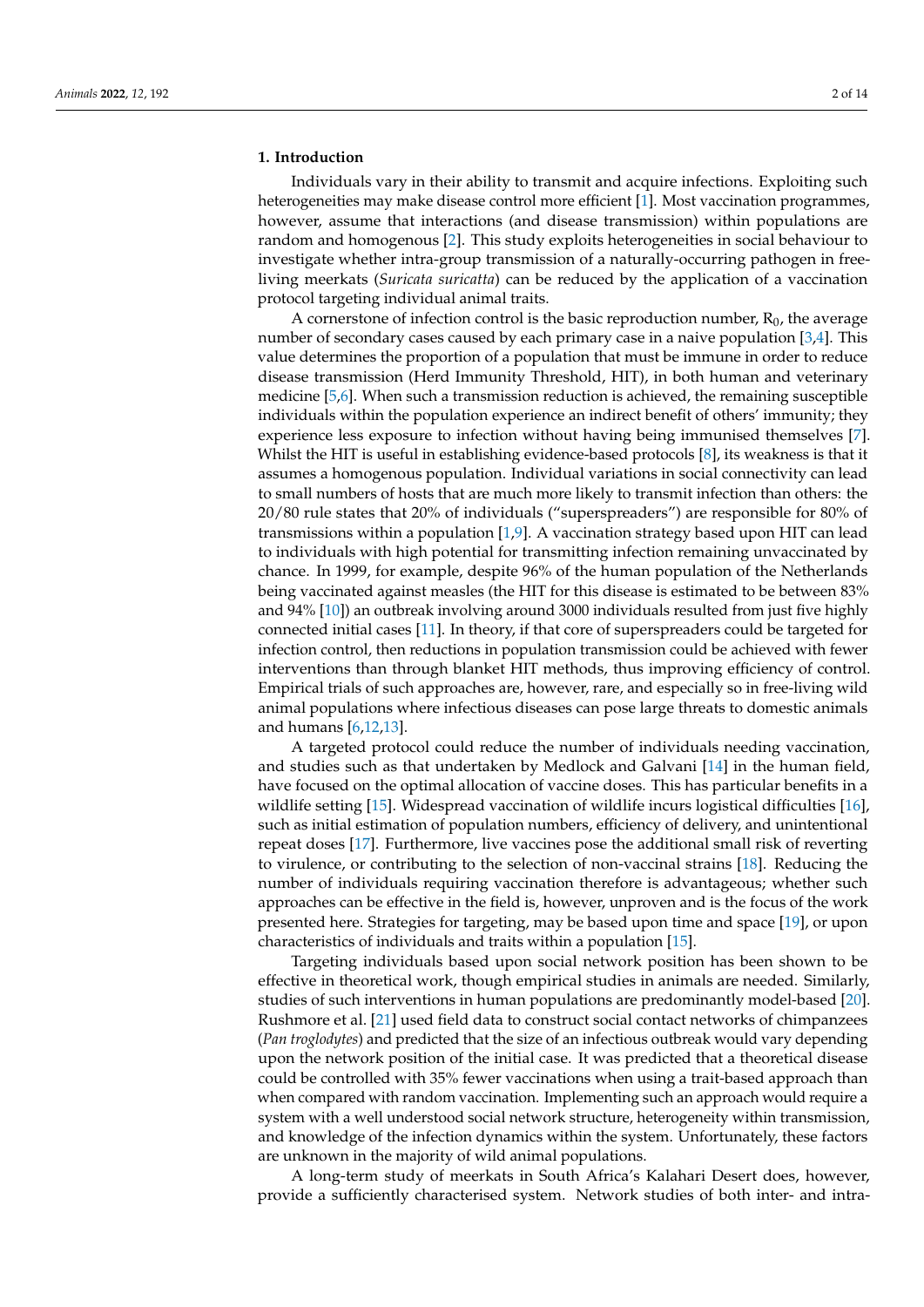## 1. Introduction

Individuals vary in their ability to transmit and acquire infections. Exploiting such heterogeneities may make disease control more efficient [1]. Most vaccination programmes, however, assume that interactions (and disease transmission) within populations are random and homogenous [2]. This study exploits heterogeneities in social behaviour to investigate whether intra-group transmission of a naturally-occurring pathogen in free-living meerkats (*Suricata suricatta*) can be reduced by the application of a vaccination protocol targeting individual animal traits.

A cornerstone of infection control is the basic reproduction number, $R_0$, the average number of secondary cases caused by each primary case in a naive population [3,4]. This value determines the proportion of a population that must be immune in order to reduce disease transmission (Herd Immunity Threshold, HIT), in both human and veterinary medicine [5,6]. When such a transmission reduction is achieved, the remaining susceptible individuals within the population experience an indirect benefit of others' immunity; they experience less exposure to infection without having being immunised themselves [7]. Whilst the HIT is useful in establishing evidence-based protocols [8], its weakness is that it assumes a homogenous population. Individual variations in social connectivity can lead to small numbers of hosts that are much more likely to transmit infection than others: the 20/80 rule states that 20% of individuals ("superspreaders") are responsible for 80% of transmissions within a population [1,9]. A vaccination strategy based upon HIT can lead to individuals with high potential for transmitting infection remaining unvaccinated by chance. In 1999, for example, despite 96% of the human population of the Netherlands being vaccinated against measles (the HIT for this disease is estimated to be between 83% and 94% [10]) an outbreak involving around 3000 individuals resulted from just five highly connected initial cases [11]. In theory, if that core of superspreaders could be targeted for infection control, then reductions in population transmission could be achieved with fewer interventions than through blanket HIT methods, thus improving efficiency of control. Empirical trials of such approaches are, however, rare, and especially so in free-living wild animal populations where infectious diseases can pose large threats to domestic animals and humans [6,12,13].

A targeted protocol could reduce the number of individuals needing vaccination, and studies such as that undertaken by Medlock and Galvani [14] in the human field, have focused on the optimal allocation of vaccine doses. This has particular benefits in a wildlife setting [15]. Widespread vaccination of wildlife incurs logistical difficulties [16], such as initial estimation of population numbers, efficiency of delivery, and unintentional repeat doses [17]. Furthermore, live vaccines pose the additional small risk of reverting to virulence, or contributing to the selection of non-vaccinal strains [18]. Reducing the number of individuals requiring vaccination therefore is advantageous; whether such approaches can be effective in the field is, however, unproven and is the focus of the work presented here. Strategies for targeting, may be based upon time and space [19], or upon characteristics of individuals and traits within a population [15].

Targeting individuals based upon social network position has been shown to be effective in theoretical work, though empirical studies in animals are needed. Similarly, studies of such interventions in human populations are predominantly model-based [20]. Rushmore et al. [21] used field data to construct social contact networks of chimpanzees (*Pan troglodytes*) and predicted that the size of an infectious outbreak would vary depending upon the network position of the initial case. It was predicted that a theoretical disease could be controlled with 35% fewer vaccinations when using a trait-based approach than when compared with random vaccination. Implementing such an approach would require a system with a well understood social network structure, heterogeneity within transmission, and knowledge of the infection dynamics within the system. Unfortunately, these factors are unknown in the majority of wild animal populations.

A long-term study of meerkats in South Africa's Kalahari Desert does, however, provide a sufficiently characterised system. Network studies of both inter- and intra-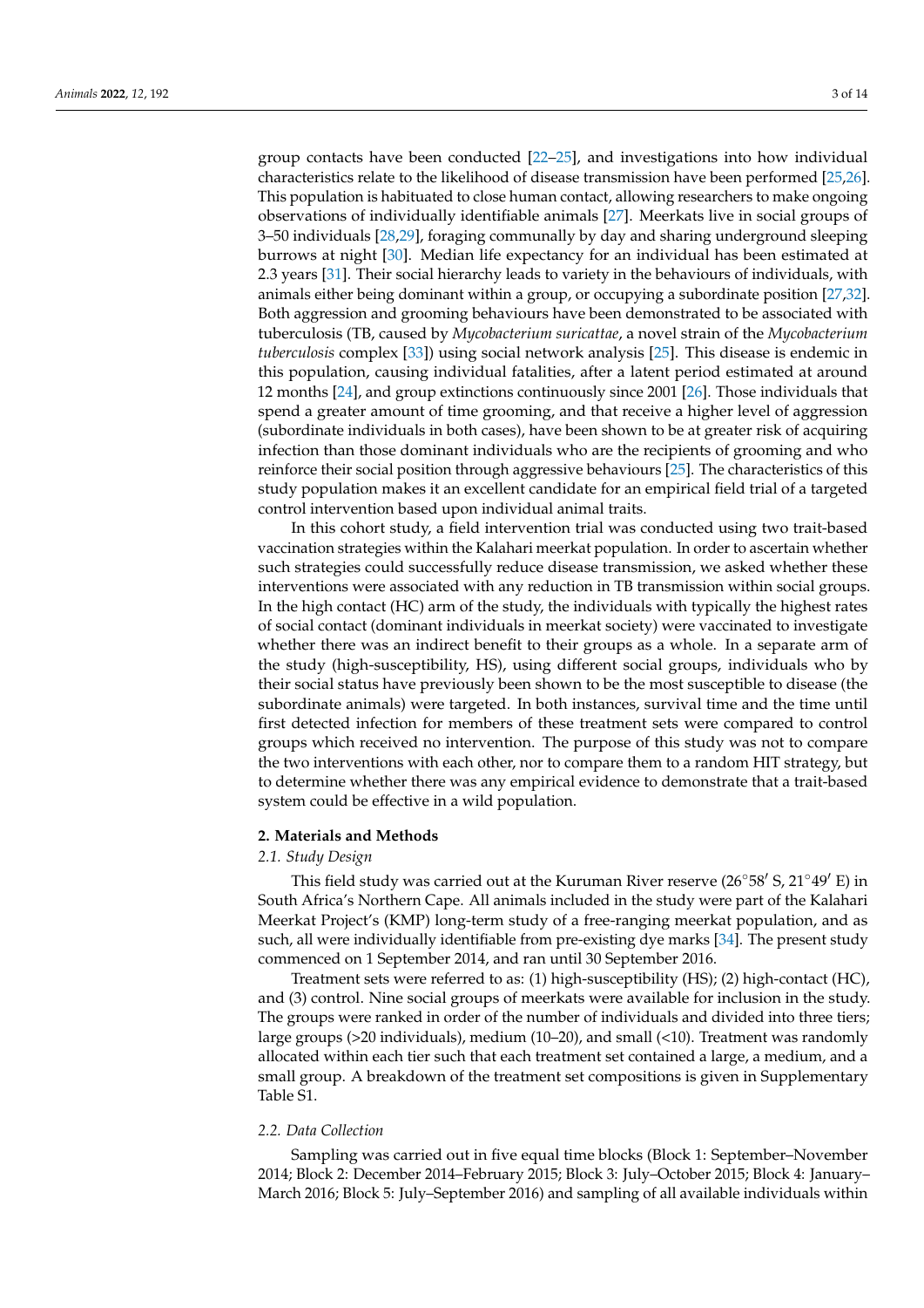group contacts have been conducted [22–25], and investigations into how individual characteristics relate to the likelihood of disease transmission have been performed [25,26]. This population is habituated to close human contact, allowing researchers to make ongoing observations of individually identifiable animals [27]. Meerkats live in social groups of 3–50 individuals [28,29], foraging communally by day and sharing underground sleeping burrows at night [30]. Median life expectancy for an individual has been estimated at 2.3 years [31]. Their social hierarchy leads to variety in the behaviours of individuals, with animals either being dominant within a group, or occupying a subordinate position [27,32]. Both aggression and grooming behaviours have been demonstrated to be associated with tuberculosis (TB, caused by *Mycobacterium suricattae*, a novel strain of the *Mycobacterium tuberculosis* complex [33]) using social network analysis [25]. This disease is endemic in this population, causing individual fatalities, after a latent period estimated at around 12 months [24], and group extinctions continuously since 2001 [26]. Those individuals that spend a greater amount of time grooming, and that receive a higher level of aggression (subordinate individuals in both cases), have been shown to be at greater risk of acquiring infection than those dominant individuals who are the recipients of grooming and who reinforce their social position through aggressive behaviours [25]. The characteristics of this study population makes it an excellent candidate for an empirical field trial of a targeted control intervention based upon individual animal traits.

In this cohort study, a field intervention trial was conducted using two trait-based vaccination strategies within the Kalahari meerkat population. In order to ascertain whether such strategies could successfully reduce disease transmission, we asked whether these interventions were associated with any reduction in TB transmission within social groups. In the high contact (HC) arm of the study, the individuals with typically the highest rates of social contact (dominant individuals in meerkat society) were vaccinated to investigate whether there was an indirect benefit to their groups as a whole. In a separate arm of the study (high-susceptibility, HS), using different social groups, individuals who by their social status have previously been shown to be the most susceptible to disease (the subordinate animals) were targeted. In both instances, survival time and the time until first detected infection for members of these treatment sets were compared to control groups which received no intervention. The purpose of this study was not to compare the two interventions with each other, nor to compare them to a random HIT strategy, but to determine whether there was any empirical evidence to demonstrate that a trait-based system could be effective in a wild population.

## 2. Materials and Methods

### 2.1. Study Design

This field study was carried out at the Kuruman River reserve (26°58′ S, 21°49′ E) in South Africa's Northern Cape. All animals included in the study were part of the Kalahari Meerkat Project's (KMP) long-term study of a free-ranging meerkat population, and as such, all were individually identifiable from pre-existing dye marks [34]. The present study commenced on 1 September 2014, and ran until 30 September 2016.

Treatment sets were referred to as: (1) high-susceptibility (HS); (2) high-contact (HC), and (3) control. Nine social groups of meerkats were available for inclusion in the study. The groups were ranked in order of the number of individuals and divided into three tiers; large groups (>20 individuals), medium (10–20), and small (<10). Treatment was randomly allocated within each tier such that each treatment set contained a large, a medium, and a small group. A breakdown of the treatment set compositions is given in Supplementary Table S1.

### 2.2. Data Collection

Sampling was carried out in five equal time blocks (Block 1: September–November 2014; Block 2: December 2014–February 2015; Block 3: July–October 2015; Block 4: January–March 2016; Block 5: July–September 2016) and sampling of all available individuals within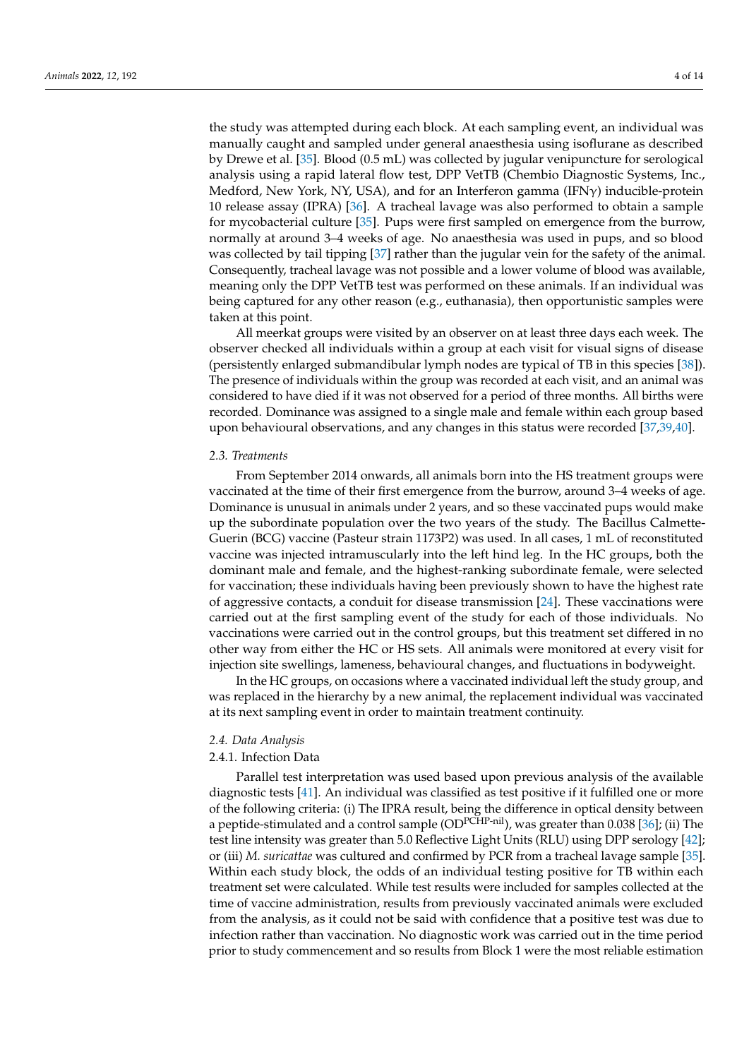the study was attempted during each block. At each sampling event, an individual was manually caught and sampled under general anaesthesia using isoflurane as described by Drewe et al. [35]. Blood (0.5 mL) was collected by jugular venipuncture for serological analysis using a rapid lateral flow test, DPP VetTB (Chembio Diagnostic Systems, Inc., Medford, New York, NY, USA), and for an Interferon gamma (IFN$\gamma$) inducible-protein 10 release assay (IPRA) [36]. A tracheal lavage was also performed to obtain a sample for mycobacterial culture [35]. Pups were first sampled on emergence from the burrow, normally at around 3–4 weeks of age. No anaesthesia was used in pups, and so blood was collected by tail tipping [37] rather than the jugular vein for the safety of the animal. Consequently, tracheal lavage was not possible and a lower volume of blood was available, meaning only the DPP VetTB test was performed on these animals. If an individual was being captured for any other reason (e.g., euthanasia), then opportunistic samples were taken at this point.

All meerkat groups were visited by an observer on at least three days each week. The observer checked all individuals within a group at each visit for visual signs of disease (persistently enlarged submandibular lymph nodes are typical of TB in this species [38]). The presence of individuals within the group was recorded at each visit, and an animal was considered to have died if it was not observed for a period of three months. All births were recorded. Dominance was assigned to a single male and female within each group based upon behavioural observations, and any changes in this status were recorded [37,39,40].

### 2.3. Treatments

From September 2014 onwards, all animals born into the HS treatment groups were vaccinated at the time of their first emergence from the burrow, around 3–4 weeks of age. Dominance is unusual in animals under 2 years, and so these vaccinated pups would make up the subordinate population over the two years of the study. The Bacillus Calmette-Guerin (BCG) vaccine (Pasteur strain 1173P2) was used. In all cases, 1 mL of reconstituted vaccine was injected intramuscularly into the left hind leg. In the HC groups, both the dominant male and female, and the highest-ranking subordinate female, were selected for vaccination; these individuals having been previously shown to have the highest rate of aggressive contacts, a conduit for disease transmission [24]. These vaccinations were carried out at the first sampling event of the study for each of those individuals. No vaccinations were carried out in the control groups, but this treatment set differed in no other way from either the HC or HS sets. All animals were monitored at every visit for injection site swellings, lameness, behavioural changes, and fluctuations in bodyweight.

In the HC groups, on occasions where a vaccinated individual left the study group, and was replaced in the hierarchy by a new animal, the replacement individual was vaccinated at its next sampling event in order to maintain treatment continuity.

### 2.4. Data Analysis

#### 2.4.1. Infection Data

Parallel test interpretation was used based upon previous analysis of the available diagnostic tests [41]. An individual was classified as test positive if it fulfilled one or more of the following criteria: (i) The IPRA result, being the difference in optical density between a peptide-stimulated and a control sample ($OD^{PCHP\text{-}nil}$), was greater than 0.038 [36]; (ii) The test line intensity was greater than 5.0 Reflective Light Units (RLU) using DPP serology [42]; or (iii) *M. suricattae* was cultured and confirmed by PCR from a tracheal lavage sample [35]. Within each study block, the odds of an individual testing positive for TB within each treatment set were calculated. While test results were included for samples collected at the time of vaccine administration, results from previously vaccinated animals were excluded from the analysis, as it could not be said with confidence that a positive test was due to infection rather than vaccination. No diagnostic work was carried out in the time period prior to study commencement and so results from Block 1 were the most reliable estimation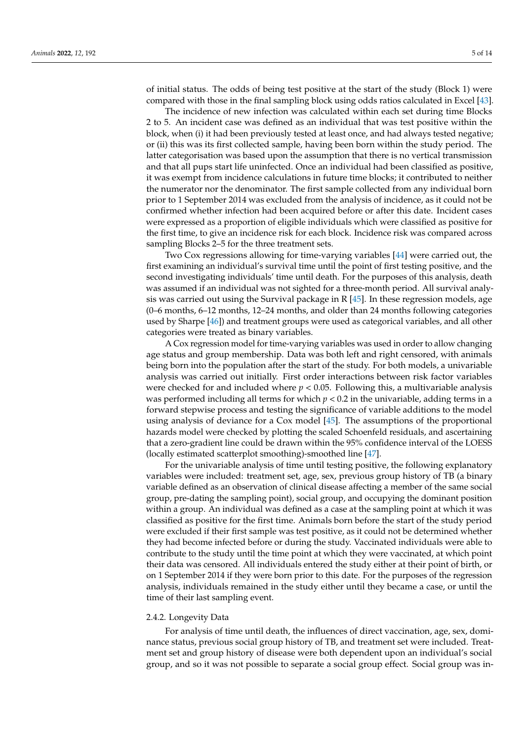of initial status. The odds of being test positive at the start of the study (Block 1) were compared with those in the final sampling block using odds ratios calculated in Excel [43].

The incidence of new infection was calculated within each set during time Blocks 2 to 5. An incident case was defined as an individual that was test positive within the block, when (i) it had been previously tested at least once, and had always tested negative; or (ii) this was its first collected sample, having been born within the study period. The latter categorisation was based upon the assumption that there is no vertical transmission and that all pups start life uninfected. Once an individual had been classified as positive, it was exempt from incidence calculations in future time blocks; it contributed to neither the numerator nor the denominator. The first sample collected from any individual born prior to 1 September 2014 was excluded from the analysis of incidence, as it could not be confirmed whether infection had been acquired before or after this date. Incident cases were expressed as a proportion of eligible individuals which were classified as positive for the first time, to give an incidence risk for each block. Incidence risk was compared across sampling Blocks 2–5 for the three treatment sets.

Two Cox regressions allowing for time-varying variables [44] were carried out, the first examining an individual's survival time until the point of first testing positive, and the second investigating individuals' time until death. For the purposes of this analysis, death was assumed if an individual was not sighted for a three-month period. All survival analysis was carried out using the Survival package in R [45]. In these regression models, age (0–6 months, 6–12 months, 12–24 months, and older than 24 months following categories used by Sharpe [46]) and treatment groups were used as categorical variables, and all other categories were treated as binary variables.

A Cox regression model for time-varying variables was used in order to allow changing age status and group membership. Data was both left and right censored, with animals being born into the population after the start of the study. For both models, a univariable analysis was carried out initially. First order interactions between risk factor variables were checked for and included where $p < 0.05$. Following this, a multivariable analysis was performed including all terms for which $p < 0.2$ in the univariable, adding terms in a forward stepwise process and testing the significance of variable additions to the model using analysis of deviance for a Cox model [45]. The assumptions of the proportional hazards model were checked by plotting the scaled Schoenfeld residuals, and ascertaining that a zero-gradient line could be drawn within the 95% confidence interval of the LOESS (locally estimated scatterplot smoothing)-smoothed line [47].

For the univariable analysis of time until testing positive, the following explanatory variables were included: treatment set, age, sex, previous group history of TB (a binary variable defined as an observation of clinical disease affecting a member of the same social group, pre-dating the sampling point), social group, and occupying the dominant position within a group. An individual was defined as a case at the sampling point at which it was classified as positive for the first time. Animals born before the start of the study period were excluded if their first sample was test positive, as it could not be determined whether they had become infected before or during the study. Vaccinated individuals were able to contribute to the study until the time point at which they were vaccinated, at which point their data was censored. All individuals entered the study either at their point of birth, or on 1 September 2014 if they were born prior to this date. For the purposes of the regression analysis, individuals remained in the study either until they became a case, or until the time of their last sampling event.

#### 2.4.2. Longevity Data

For analysis of time until death, the influences of direct vaccination, age, sex, dominance status, previous social group history of TB, and treatment set were included. Treatment set and group history of disease were both dependent upon an individual's social group, and so it was not possible to separate a social group effect. Social group was in-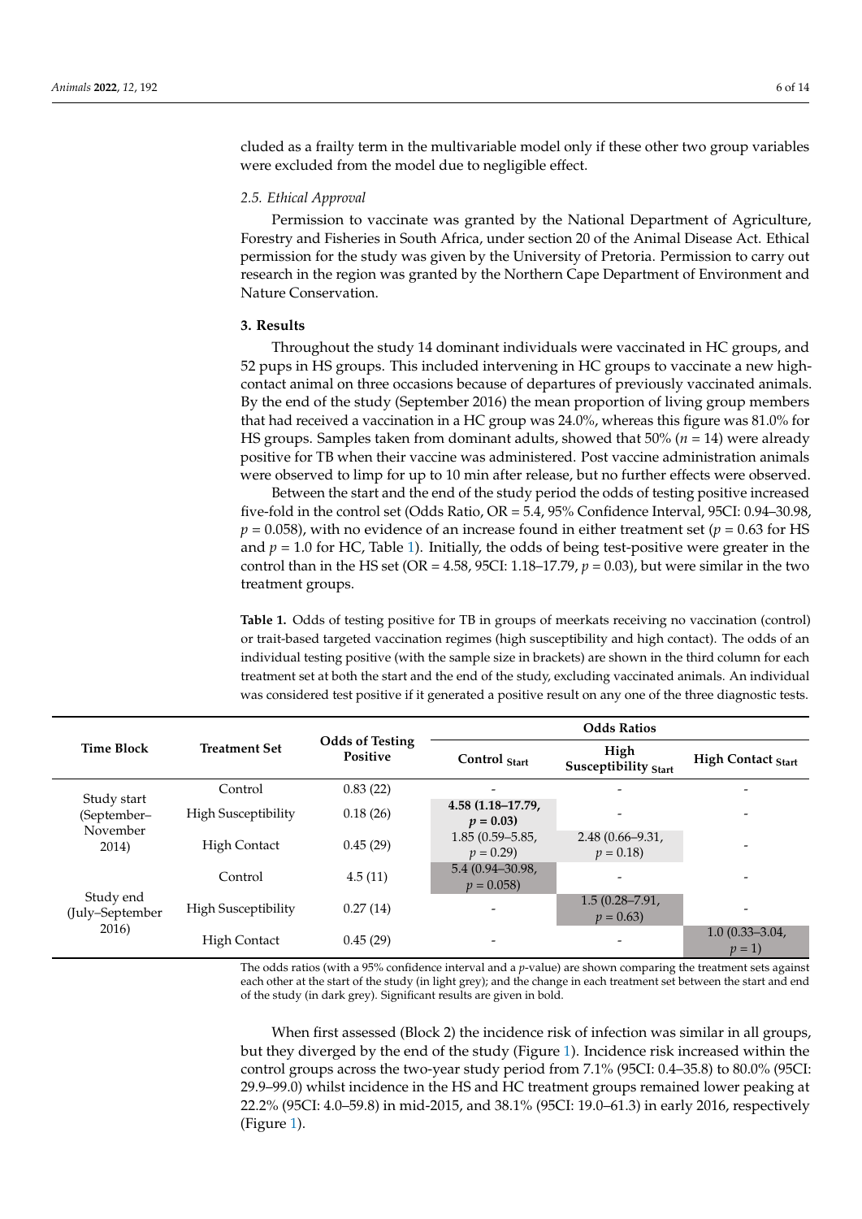cluded as a frailty term in the multivariable model only if these other two group variables were excluded from the model due to negligible effect.

### 2.5. Ethical Approval

Permission to vaccinate was granted by the National Department of Agriculture, Forestry and Fisheries in South Africa, under section 20 of the Animal Disease Act. Ethical permission for the study was given by the University of Pretoria. Permission to carry out research in the region was granted by the Northern Cape Department of Environment and Nature Conservation.

## 3. Results

Throughout the study 14 dominant individuals were vaccinated in HC groups, and 52 pups in HS groups. This included intervening in HC groups to vaccinate a new high-contact animal on three occasions because of departures of previously vaccinated animals. By the end of the study (September 2016) the mean proportion of living group members that had received a vaccination in a HC group was 24.0%, whereas this figure was 81.0% for HS groups. Samples taken from dominant adults, showed that 50% ($n = 14$) were already positive for TB when their vaccine was administered. Post vaccine administration animals were observed to limp for up to 10 min after release, but no further effects were observed.

Between the start and the end of the study period the odds of testing positive increased five-fold in the control set (Odds Ratio, OR = 5.4, 95% Confidence Interval, 95CI: 0.94–30.98, $p = 0.058$), with no evidence of an increase found in either treatment set ($p = 0.63$ for HS and $p = 1.0$ for HC, Table 1). Initially, the odds of being test-positive were greater in the control than in the HS set (OR = 4.58, 95CI: 1.18–17.79, $p = 0.03$), but were similar in the two treatment groups.

**Table 1.** Odds of testing positive for TB in groups of meerkats receiving no vaccination (control) or trait-based targeted vaccination regimes (high susceptibility and high contact). The odds of an individual testing positive (with the sample size in brackets) are shown in the third column for each treatment set at both the start and the end of the study, excluding vaccinated animals. An individual was considered test positive if it generated a positive result on any one of the three diagnostic tests.

| Time Block | Treatment Set | Odds of Testing Positive | Odds Ratios | | |
|---|---|---|---|---|---|
| | | | Control $_{Start}$ | High Susceptibility $_{Start}$ | High Contact $_{Start}$ |
| Study start (September–November 2014) | Control | 0.83 (22) | - | - | - |
| | High Susceptibility | 0.18 (26) | **4.58 (1.18–17.79, $p = 0.03$)** | - | - |
| | High Contact | 0.45 (29) | 1.85 (0.59–5.85, $p = 0.29$) | 2.48 (0.66–9.31, $p = 0.18$) | - |
| Study end (July–September 2016) | Control | 4.5 (11) | 5.4 (0.94–30.98, $p = 0.058$) | - | - |
| | High Susceptibility | 0.27 (14) | - | 1.5 (0.28–7.91, $p = 0.63$) | - |
| | High Contact | 0.45 (29) | - | - | 1.0 (0.33–3.04, $p = 1$) |

The odds ratios (with a 95% confidence interval and a $p$-value) are shown comparing the treatment sets against each other at the start of the study (in light grey); and the change in each treatment set between the start and end of the study (in dark grey). Significant results are given in bold.

When first assessed (Block 2) the incidence risk of infection was similar in all groups, but they diverged by the end of the study (Figure 1). Incidence risk increased within the control groups across the two-year study period from 7.1% (95CI: 0.4–35.8) to 80.0% (95CI: 29.9–99.0) whilst incidence in the HS and HC treatment groups remained lower peaking at 22.2% (95CI: 4.0–59.8) in mid-2015, and 38.1% (95CI: 19.0–61.3) in early 2016, respectively (Figure 1).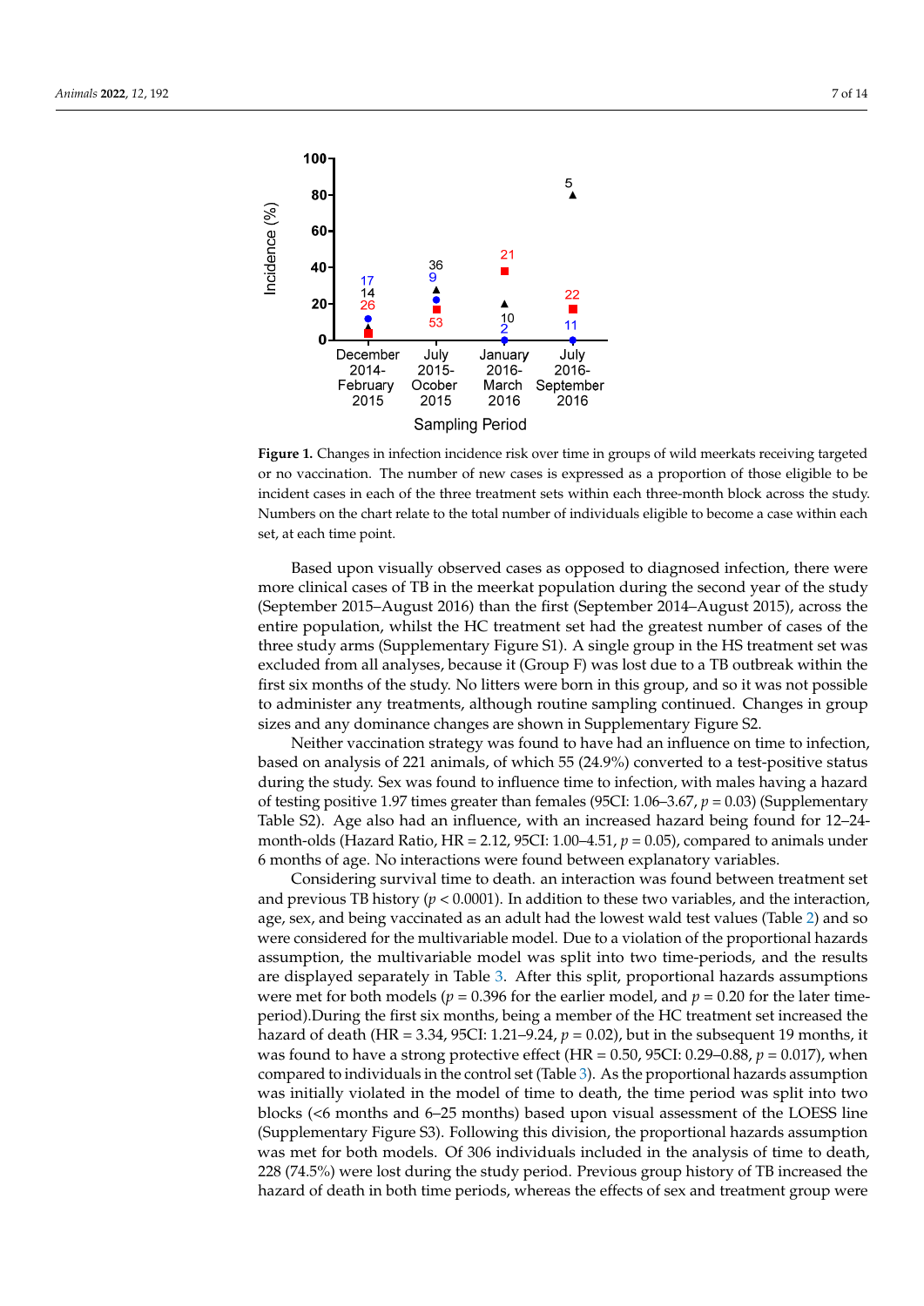**Figure 1.** Changes in infection incidence risk over time in groups of wild meerkats receiving targeted or no vaccination. The number of new cases is expressed as a proportion of those eligible to be incident cases in each of the three treatment sets within each three-month block across the study. Numbers on the chart relate to the total number of individuals eligible to become a case within each set, at each time point.

Based upon visually observed cases as opposed to diagnosed infection, there were more clinical cases of TB in the meerkat population during the second year of the study (September 2015–August 2016) than the first (September 2014–August 2015), across the entire population, whilst the HC treatment set had the greatest number of cases of the three study arms (Supplementary Figure S1). A single group in the HS treatment set was excluded from all analyses, because it (Group F) was lost due to a TB outbreak within the first six months of the study. No litters were born in this group, and so it was not possible to administer any treatments, although routine sampling continued. Changes in group sizes and any dominance changes are shown in Supplementary Figure S2.

Neither vaccination strategy was found to have had an influence on time to infection, based on analysis of 221 animals, of which 55 (24.9%) converted to a test-positive status during the study. Sex was found to influence time to infection, with males having a hazard of testing positive 1.97 times greater than females (95CI: 1.06–3.67, $p = 0.03$) (Supplementary Table S2). Age also had an influence, with an increased hazard being found for 12–24-month-olds (Hazard Ratio, HR = 2.12, 95CI: 1.00–4.51, $p = 0.05$), compared to animals under 6 months of age. No interactions were found between explanatory variables.

Considering survival time to death. an interaction was found between treatment set and previous TB history ($p < 0.0001$). In addition to these two variables, and the interaction, age, sex, and being vaccinated as an adult had the lowest wald test values (Table 2) and so were considered for the multivariable model. Due to a violation of the proportional hazards assumption, the multivariable model was split into two time-periods, and the results are displayed separately in Table 3. After this split, proportional hazards assumptions were met for both models ($p = 0.396$ for the earlier model, and $p = 0.20$ for the later time-period).During the first six months, being a member of the HC treatment set increased the hazard of death (HR = 3.34, 95CI: 1.21–9.24, $p = 0.02$), but in the subsequent 19 months, it was found to have a strong protective effect (HR = 0.50, 95CI: 0.29–0.88, $p = 0.017$), when compared to individuals in the control set (Table 3). As the proportional hazards assumption was initially violated in the model of time to death, the time period was split into two blocks (<6 months and 6–25 months) based upon visual assessment of the LOESS line (Supplementary Figure S3). Following this division, the proportional hazards assumption was met for both models. Of 306 individuals included in the analysis of time to death, 228 (74.5%) were lost during the study period. Previous group history of TB increased the hazard of death in both time periods, whereas the effects of sex and treatment group were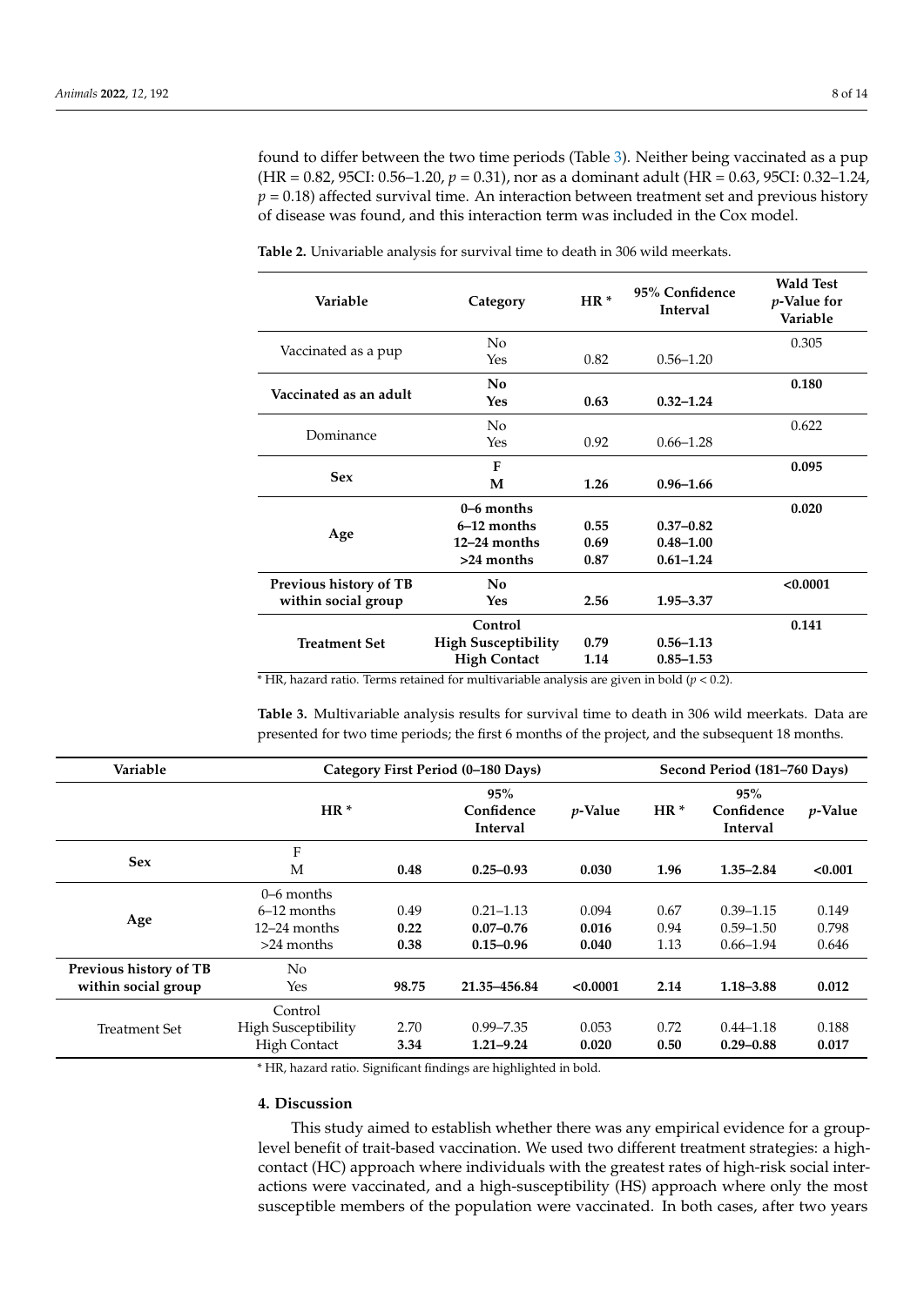found to differ between the two time periods (Table 3). Neither being vaccinated as a pup (HR = 0.82, 95CI: 0.56–1.20, $p = 0.31$), nor as a dominant adult (HR = 0.63, 95CI: 0.32–1.24, $p = 0.18$) affected survival time. An interaction between treatment set and previous history of disease was found, and this interaction term was included in the Cox model.

**Table 2.** Univariable analysis for survival time to death in 306 wild meerkats.

| Variable | Category | HR * | 95% Confidence Interval | Wald Test *p*-Value for Variable |
|---|---|---|---|---|
| Vaccinated as a pup | No | | | 0.305 |
| | Yes | 0.82 | 0.56–1.20 | |
| **Vaccinated as an adult** | **No** | | | **0.180** |
| | **Yes** | **0.63** | **0.32–1.24** | |
| Dominance | No | | | 0.622 |
| | Yes | 0.92 | 0.66–1.28 | |
| **Sex** | **F** | | | **0.095** |
| | **M** | **1.26** | **0.96–1.66** | |
| **Age** | **0–6 months** | | | **0.020** |
| | **6–12 months** | **0.55** | **0.37–0.82** | |
| | **12–24 months** | **0.69** | **0.48–1.00** | |
| | **>24 months** | **0.87** | **0.61–1.24** | |
| **Previous history of TB within social group** | **No** | | | **<0.0001** |
| | **Yes** | **2.56** | **1.95–3.37** | |
| **Treatment Set** | **Control** | | | **0.141** |
| | **High Susceptibility** | **0.79** | **0.56–1.13** | |
| | **High Contact** | **1.14** | **0.85–1.53** | |

\* HR, hazard ratio. Terms retained for multivariable analysis are given in bold ($p < 0.2$).

**Table 3.** Multivariable analysis results for survival time to death in 306 wild meerkats. Data are presented for two time periods; the first 6 months of the project, and the subsequent 18 months.

| Variable | Category | First Period (0–180 Days) | | | Second Period (181–760 Days) | | |
|---|---|---|---|---|---|---|---|
| | | HR * | 95% Confidence Interval | *p*-Value | HR * | 95% Confidence Interval | *p*-Value |
| **Sex** | F | | | | | | |
| | M | **0.48** | **0.25–0.93** | **0.030** | **1.96** | **1.35–2.84** | **<0.001** |
| **Age** | 0–6 months | | | | | | |
| | 6–12 months | 0.49 | 0.21–1.13 | 0.094 | 0.67 | 0.39–1.15 | 0.149 |
| | 12–24 months | **0.22** | **0.07–0.76** | **0.016** | 0.94 | 0.59–1.50 | 0.798 |
| | >24 months | **0.38** | **0.15–0.96** | **0.040** | 1.13 | 0.66–1.94 | 0.646 |
| **Previous history of TB within social group** | No | | | | | | |
| | Yes | **98.75** | **21.35–456.84** | **<0.0001** | **2.14** | **1.18–3.88** | **0.012** |
| Treatment Set | Control | | | | | | |
| | High Susceptibility | 2.70 | 0.99–7.35 | 0.053 | 0.72 | 0.44–1.18 | 0.188 |
| | High Contact | **3.34** | **1.21–9.24** | **0.020** | **0.50** | **0.29–0.88** | **0.017** |

\* HR, hazard ratio. Significant findings are highlighted in bold.

## 4. Discussion

This study aimed to establish whether there was any empirical evidence for a group-level benefit of trait-based vaccination. We used two different treatment strategies: a high-contact (HC) approach where individuals with the greatest rates of high-risk social interactions were vaccinated, and a high-susceptibility (HS) approach where only the most susceptible members of the population were vaccinated. In both cases, after two years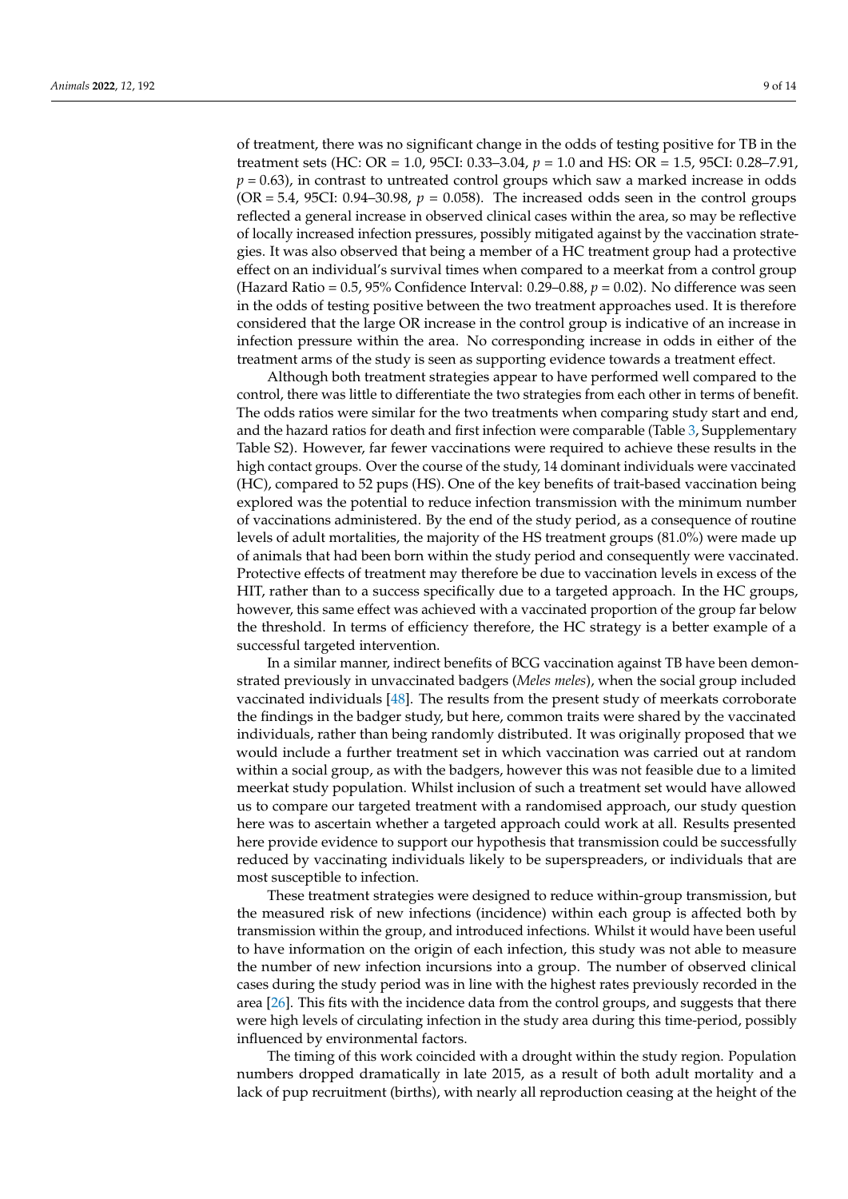of treatment, there was no significant change in the odds of testing positive for TB in the treatment sets (HC: OR = 1.0, 95CI: 0.33–3.04, $p = 1.0$ and HS: OR = 1.5, 95CI: 0.28–7.91, $p = 0.63$), in contrast to untreated control groups which saw a marked increase in odds (OR = 5.4, 95CI: 0.94–30.98, $p = 0.058$). The increased odds seen in the control groups reflected a general increase in observed clinical cases within the area, so may be reflective of locally increased infection pressures, possibly mitigated against by the vaccination strategies. It was also observed that being a member of a HC treatment group had a protective effect on an individual's survival times when compared to a meerkat from a control group (Hazard Ratio = 0.5, 95% Confidence Interval: 0.29–0.88, $p = 0.02$). No difference was seen in the odds of testing positive between the two treatment approaches used. It is therefore considered that the large OR increase in the control group is indicative of an increase in infection pressure within the area. No corresponding increase in odds in either of the treatment arms of the study is seen as supporting evidence towards a treatment effect.

Although both treatment strategies appear to have performed well compared to the control, there was little to differentiate the two strategies from each other in terms of benefit. The odds ratios were similar for the two treatments when comparing study start and end, and the hazard ratios for death and first infection were comparable (Table 3, Supplementary Table S2). However, far fewer vaccinations were required to achieve these results in the high contact groups. Over the course of the study, 14 dominant individuals were vaccinated (HC), compared to 52 pups (HS). One of the key benefits of trait-based vaccination being explored was the potential to reduce infection transmission with the minimum number of vaccinations administered. By the end of the study period, as a consequence of routine levels of adult mortalities, the majority of the HS treatment groups (81.0%) were made up of animals that had been born within the study period and consequently were vaccinated. Protective effects of treatment may therefore be due to vaccination levels in excess of the HIT, rather than to a success specifically due to a targeted approach. In the HC groups, however, this same effect was achieved with a vaccinated proportion of the group far below the threshold. In terms of efficiency therefore, the HC strategy is a better example of a successful targeted intervention.

In a similar manner, indirect benefits of BCG vaccination against TB have been demonstrated previously in unvaccinated badgers (*Meles meles*), when the social group included vaccinated individuals [48]. The results from the present study of meerkats corroborate the findings in the badger study, but here, common traits were shared by the vaccinated individuals, rather than being randomly distributed. It was originally proposed that we would include a further treatment set in which vaccination was carried out at random within a social group, as with the badgers, however this was not feasible due to a limited meerkat study population. Whilst inclusion of such a treatment set would have allowed us to compare our targeted treatment with a randomised approach, our study question here was to ascertain whether a targeted approach could work at all. Results presented here provide evidence to support our hypothesis that transmission could be successfully reduced by vaccinating individuals likely to be superspreaders, or individuals that are most susceptible to infection.

These treatment strategies were designed to reduce within-group transmission, but the measured risk of new infections (incidence) within each group is affected both by transmission within the group, and introduced infections. Whilst it would have been useful to have information on the origin of each infection, this study was not able to measure the number of new infection incursions into a group. The number of observed clinical cases during the study period was in line with the highest rates previously recorded in the area [26]. This fits with the incidence data from the control groups, and suggests that there were high levels of circulating infection in the study area during this time-period, possibly influenced by environmental factors.

The timing of this work coincided with a drought within the study region. Population numbers dropped dramatically in late 2015, as a result of both adult mortality and a lack of pup recruitment (births), with nearly all reproduction ceasing at the height of the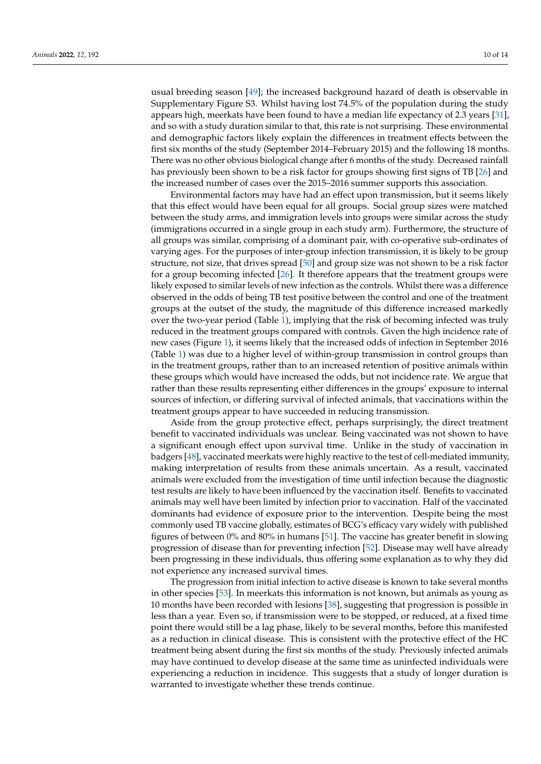usual breeding season [49]; the increased background hazard of death is observable in Supplementary Figure S3. Whilst having lost 74.5% of the population during the study appears high, meerkats have been found to have a median life expectancy of 2.3 years [31], and so with a study duration similar to that, this rate is not surprising. These environmental and demographic factors likely explain the differences in treatment effects between the first six months of the study (September 2014–February 2015) and the following 18 months. There was no other obvious biological change after 6 months of the study. Decreased rainfall has previously been shown to be a risk factor for groups showing first signs of TB [26] and the increased number of cases over the 2015–2016 summer supports this association.

Environmental factors may have had an effect upon transmission, but it seems likely that this effect would have been equal for all groups. Social group sizes were matched between the study arms, and immigration levels into groups were similar across the study (immigrations occurred in a single group in each study arm). Furthermore, the structure of all groups was similar, comprising of a dominant pair, with co-operative sub-ordinates of varying ages. For the purposes of inter-group infection transmission, it is likely to be group structure, not size, that drives spread [50] and group size was not shown to be a risk factor for a group becoming infected [26]. It therefore appears that the treatment groups were likely exposed to similar levels of new infection as the controls. Whilst there was a difference observed in the odds of being TB test positive between the control and one of the treatment groups at the outset of the study, the magnitude of this difference increased markedly over the two-year period (Table 1), implying that the risk of becoming infected was truly reduced in the treatment groups compared with controls. Given the high incidence rate of new cases (Figure 1), it seems likely that the increased odds of infection in September 2016 (Table 1) was due to a higher level of within-group transmission in control groups than in the treatment groups, rather than to an increased retention of positive animals within these groups which would have increased the odds, but not incidence rate. We argue that rather than these results representing either differences in the groups' exposure to internal sources of infection, or differing survival of infected animals, that vaccinations within the treatment groups appear to have succeeded in reducing transmission.

Aside from the group protective effect, perhaps surprisingly, the direct treatment benefit to vaccinated individuals was unclear. Being vaccinated was not shown to have a significant enough effect upon survival time. Unlike in the study of vaccination in badgers [48], vaccinated meerkats were highly reactive to the test of cell-mediated immunity, making interpretation of results from these animals uncertain. As a result, vaccinated animals were excluded from the investigation of time until infection because the diagnostic test results are likely to have been influenced by the vaccination itself. Benefits to vaccinated animals may well have been limited by infection prior to vaccination. Half of the vaccinated dominants had evidence of exposure prior to the intervention. Despite being the most commonly used TB vaccine globally, estimates of BCG's efficacy vary widely with published figures of between 0% and 80% in humans [51]. The vaccine has greater benefit in slowing progression of disease than for preventing infection [52]. Disease may well have already been progressing in these individuals, thus offering some explanation as to why they did not experience any increased survival times.

The progression from initial infection to active disease is known to take several months in other species [53]. In meerkats this information is not known, but animals as young as 10 months have been recorded with lesions [38], suggesting that progression is possible in less than a year. Even so, if transmission were to be stopped, or reduced, at a fixed time point there would still be a lag phase, likely to be several months, before this manifested as a reduction in clinical disease. This is consistent with the protective effect of the HC treatment being absent during the first six months of the study. Previously infected animals may have continued to develop disease at the same time as uninfected individuals were experiencing a reduction in incidence. This suggests that a study of longer duration is warranted to investigate whether these trends continue.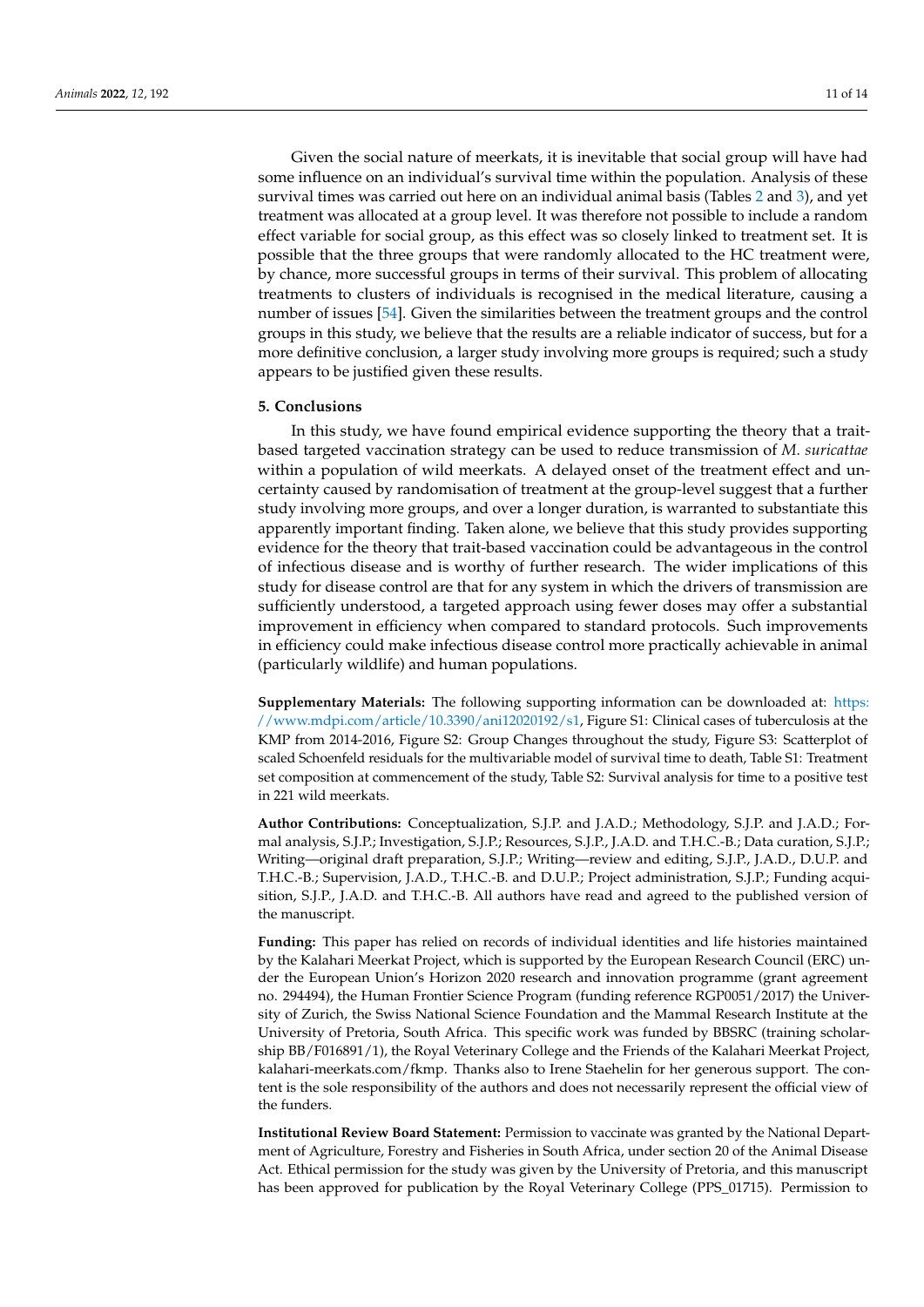Given the social nature of meerkats, it is inevitable that social group will have had some influence on an individual's survival time within the population. Analysis of these survival times was carried out here on an individual animal basis (Tables 2 and 3), and yet treatment was allocated at a group level. It was therefore not possible to include a random effect variable for social group, as this effect was so closely linked to treatment set. It is possible that the three groups that were randomly allocated to the HC treatment were, by chance, more successful groups in terms of their survival. This problem of allocating treatments to clusters of individuals is recognised in the medical literature, causing a number of issues [54]. Given the similarities between the treatment groups and the control groups in this study, we believe that the results are a reliable indicator of success, but for a more definitive conclusion, a larger study involving more groups is required; such a study appears to be justified given these results.

## 5. Conclusions

In this study, we have found empirical evidence supporting the theory that a trait-based targeted vaccination strategy can be used to reduce transmission of *M. suricattae* within a population of wild meerkats. A delayed onset of the treatment effect and uncertainty caused by randomisation of treatment at the group-level suggest that a further study involving more groups, and over a longer duration, is warranted to substantiate this apparently important finding. Taken alone, we believe that this study provides supporting evidence for the theory that trait-based vaccination could be advantageous in the control of infectious disease and is worthy of further research. The wider implications of this study for disease control are that for any system in which the drivers of transmission are sufficiently understood, a targeted approach using fewer doses may offer a substantial improvement in efficiency when compared to standard protocols. Such improvements in efficiency could make infectious disease control more practically achievable in animal (particularly wildlife) and human populations.

**Supplementary Materials:** The following supporting information can be downloaded at: https://www.mdpi.com/article/10.3390/ani12020192/s1, Figure S1: Clinical cases of tuberculosis at the KMP from 2014-2016, Figure S2: Group Changes throughout the study, Figure S3: Scatterplot of scaled Schoenfeld residuals for the multivariable model of survival time to death, Table S1: Treatment set composition at commencement of the study, Table S2: Survival analysis for time to a positive test in 221 wild meerkats.

**Author Contributions:** Conceptualization, S.J.P. and J.A.D.; Methodology, S.J.P. and J.A.D.; Formal analysis, S.J.P.; Investigation, S.J.P.; Resources, S.J.P., J.A.D. and T.H.C.-B.; Data curation, S.J.P.; Writing—original draft preparation, S.J.P.; Writing—review and editing, S.J.P., J.A.D., D.U.P. and T.H.C.-B.; Supervision, J.A.D., T.H.C.-B. and D.U.P.; Project administration, S.J.P.; Funding acquisition, S.J.P., J.A.D. and T.H.C.-B. All authors have read and agreed to the published version of the manuscript.

**Funding:** This paper has relied on records of individual identities and life histories maintained by the Kalahari Meerkat Project, which is supported by the European Research Council (ERC) under the European Union's Horizon 2020 research and innovation programme (grant agreement no. 294494), the Human Frontier Science Program (funding reference RGP0051/2017) the University of Zurich, the Swiss National Science Foundation and the Mammal Research Institute at the University of Pretoria, South Africa. This specific work was funded by BBSRC (training scholarship BB/F016891/1), the Royal Veterinary College and the Friends of the Kalahari Meerkat Project, kalahari-meerkats.com/fkmp. Thanks also to Irene Staehelin for her generous support. The content is the sole responsibility of the authors and does not necessarily represent the official view of the funders.

**Institutional Review Board Statement:** Permission to vaccinate was granted by the National Department of Agriculture, Forestry and Fisheries in South Africa, under section 20 of the Animal Disease Act. Ethical permission for the study was given by the University of Pretoria, and this manuscript has been approved for publication by the Royal Veterinary College (PPS_01715). Permission to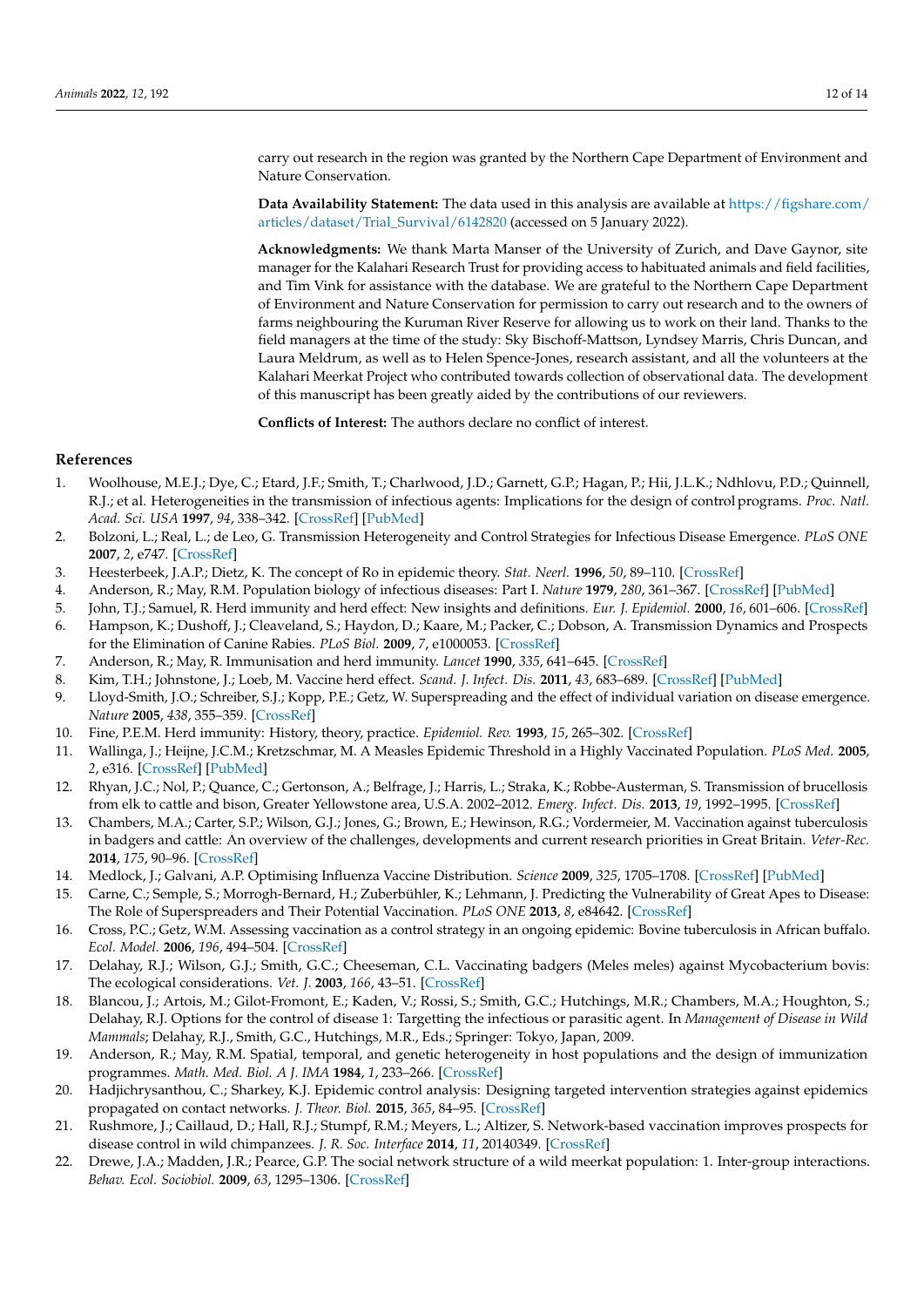carry out research in the region was granted by the Northern Cape Department of Environment and Nature Conservation.

**Data Availability Statement:** The data used in this analysis are available at https://figshare.com/articles/dataset/Trial_Survival/6142820 (accessed on 5 January 2022).

**Acknowledgments:** We thank Marta Manser of the University of Zurich, and Dave Gaynor, site manager for the Kalahari Research Trust for providing access to habituated animals and field facilities, and Tim Vink for assistance with the database. We are grateful to the Northern Cape Department of Environment and Nature Conservation for permission to carry out research and to the owners of farms neighbouring the Kuruman River Reserve for allowing us to work on their land. Thanks to the field managers at the time of the study: Sky Bischoff-Mattson, Lyndsey Marris, Chris Duncan, and Laura Meldrum, as well as to Helen Spence-Jones, research assistant, and all the volunteers at the Kalahari Meerkat Project who contributed towards collection of observational data. The development of this manuscript has been greatly aided by the contributions of our reviewers.

**Conflicts of Interest:** The authors declare no conflict of interest.

## References

1. Woolhouse, M.E.J.; Dye, C.; Etard, J.F.; Smith, T.; Charlwood, J.D.; Garnett, G.P.; Hagan, P.; Hii, J.L.K.; Ndhlovu, P.D.; Quinnell, R.J.; et al. Heterogeneities in the transmission of infectious agents: Implications for the design of control programs. *Proc. Natl. Acad. Sci. USA* **1997**, *94*, 338–342. [CrossRef] [PubMed]
2. Bolzoni, L.; Real, L.; de Leo, G. Transmission Heterogeneity and Control Strategies for Infectious Disease Emergence. *PLoS ONE* **2007**, *2*, e747. [CrossRef]
3. Heesterbeek, J.A.P.; Dietz, K. The concept of Ro in epidemic theory. *Stat. Neerl.* **1996**, *50*, 89–110. [CrossRef]
4. Anderson, R.; May, R.M. Population biology of infectious diseases: Part I. *Nature* **1979**, *280*, 361–367. [CrossRef] [PubMed]
5. John, T.J.; Samuel, R. Herd immunity and herd effect: New insights and definitions. *Eur. J. Epidemiol.* **2000**, *16*, 601–606. [CrossRef]
6. Hampson, K.; Dushoff, J.; Cleaveland, S.; Haydon, D.; Kaare, M.; Packer, C.; Dobson, A. Transmission Dynamics and Prospects for the Elimination of Canine Rabies. *PLoS Biol.* **2009**, *7*, e1000053. [CrossRef]
7. Anderson, R.; May, R. Immunisation and herd immunity. *Lancet* **1990**, *335*, 641–645. [CrossRef]
8. Kim, T.H.; Johnstone, J.; Loeb, M. Vaccine herd effect. *Scand. J. Infect. Dis.* **2011**, *43*, 683–689. [CrossRef] [PubMed]
9. Lloyd-Smith, J.O.; Schreiber, S.J.; Kopp, P.E.; Getz, W. Superspreading and the effect of individual variation on disease emergence. *Nature* **2005**, *438*, 355–359. [CrossRef]
10. Fine, P.E.M. Herd immunity: History, theory, practice. *Epidemiol. Rev.* **1993**, *15*, 265–302. [CrossRef]
11. Wallinga, J.; Heijne, J.C.M.; Kretzschmar, M. A Measles Epidemic Threshold in a Highly Vaccinated Population. *PLoS Med.* **2005**, *2*, e316. [CrossRef] [PubMed]
12. Rhyan, J.C.; Nol, P.; Quance, C.; Gertonson, A.; Belfrage, J.; Harris, L.; Straka, K.; Robbe-Austerman, S. Transmission of brucellosis from elk to cattle and bison, Greater Yellowstone area, U.S.A. 2002–2012. *Emerg. Infect. Dis.* **2013**, *19*, 1992–1995. [CrossRef]
13. Chambers, M.A.; Carter, S.P.; Wilson, G.J.; Jones, G.; Brown, E.; Hewinson, R.G.; Vordermeier, M. Vaccination against tuberculosis in badgers and cattle: An overview of the challenges, developments and current research priorities in Great Britain. *Veter-Rec.* **2014**, *175*, 90–96. [CrossRef]
14. Medlock, J.; Galvani, A.P. Optimising Influenza Vaccine Distribution. *Science* **2009**, *325*, 1705–1708. [CrossRef] [PubMed]
15. Carne, C.; Semple, S.; Morrogh-Bernard, H.; Zuberbühler, K.; Lehmann, J. Predicting the Vulnerability of Great Apes to Disease: The Role of Superspreaders and Their Potential Vaccination. *PLoS ONE* **2013**, *8*, e84642. [CrossRef]
16. Cross, P.C.; Getz, W.M. Assessing vaccination as a control strategy in an ongoing epidemic: Bovine tuberculosis in African buffalo. *Ecol. Model.* **2006**, *196*, 494–504. [CrossRef]
17. Delahay, R.J.; Wilson, G.J.; Smith, G.C.; Cheeseman, C.L. Vaccinating badgers (Meles meles) against Mycobacterium bovis: The ecological considerations. *Vet. J.* **2003**, *166*, 43–51. [CrossRef]
18. Blancou, J.; Artois, M.; Gilot-Fromont, E.; Kaden, V.; Rossi, S.; Smith, G.C.; Hutchings, M.R.; Chambers, M.A.; Houghton, S.; Delahay, R.J. Options for the control of disease 1: Targetting the infectious or parasitic agent. In *Management of Disease in Wild Mammals*; Delahay, R.J., Smith, G.C., Hutchings, M.R., Eds.; Springer: Tokyo, Japan, 2009.
19. Anderson, R.; May, R.M. Spatial, temporal, and genetic heterogeneity in host populations and the design of immunization programmes. *Math. Med. Biol. A J. IMA* **1984**, *1*, 233–266. [CrossRef]
20. Hadjichrysanthou, C.; Sharkey, K.J. Epidemic control analysis: Designing targeted intervention strategies against epidemics propagated on contact networks. *J. Theor. Biol.* **2015**, *365*, 84–95. [CrossRef]
21. Rushmore, J.; Caillaud, D.; Hall, R.J.; Stumpf, R.M.; Meyers, L.; Altizer, S. Network-based vaccination improves prospects for disease control in wild chimpanzees. *J. R. Soc. Interface* **2014**, *11*, 20140349. [CrossRef]
22. Drewe, J.A.; Madden, J.R.; Pearce, G.P. The social network structure of a wild meerkat population: 1. Inter-group interactions. *Behav. Ecol. Sociobiol.* **2009**, *63*, 1295–1306. [CrossRef]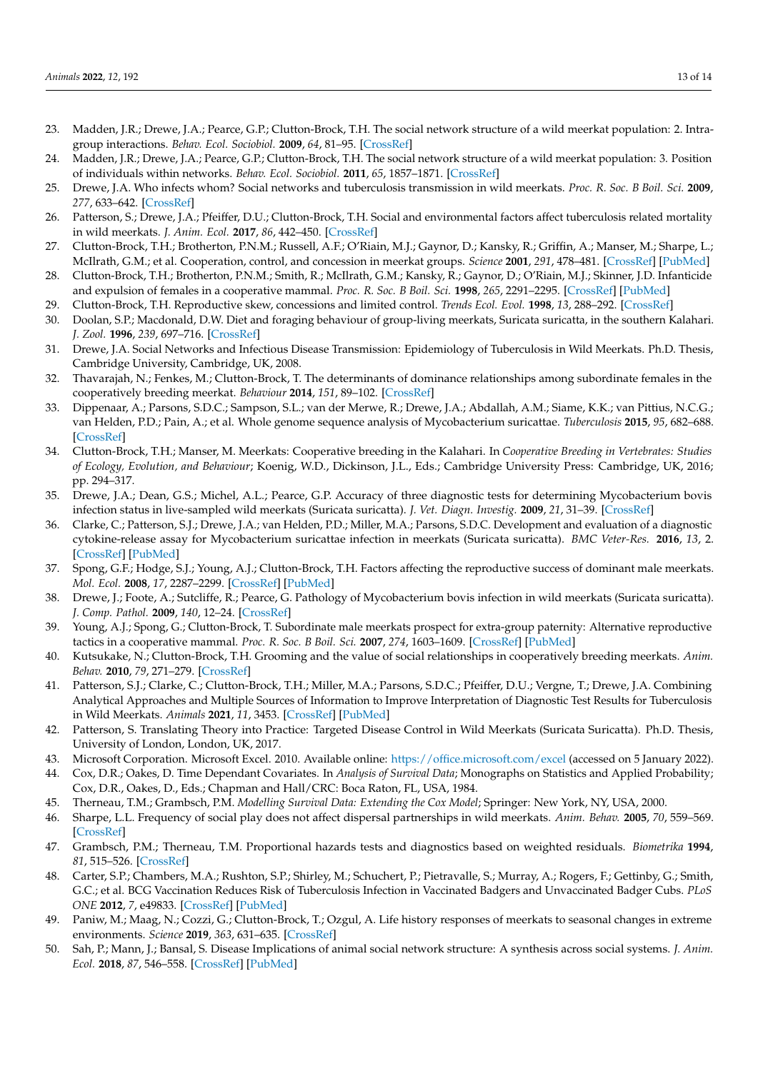23. Madden, J.R.; Drewe, J.A.; Pearce, G.P.; Clutton-Brock, T.H. The social network structure of a wild meerkat population: 2. Intragroup interactions. *Behav. Ecol. Sociobiol.* **2009**, *64*, 81–95. [CrossRef]
24. Madden, J.R.; Drewe, J.A.; Pearce, G.P.; Clutton-Brock, T.H. The social network structure of a wild meerkat population: 3. Position of individuals within networks. *Behav. Ecol. Sociobiol.* **2011**, *65*, 1857–1871. [CrossRef]
25. Drewe, J.A. Who infects whom? Social networks and tuberculosis transmission in wild meerkats. *Proc. R. Soc. B Boil. Sci.* **2009**, *277*, 633–642. [CrossRef]
26. Patterson, S.; Drewe, J.A.; Pfeiffer, D.U.; Clutton-Brock, T.H. Social and environmental factors affect tuberculosis related mortality in wild meerkats. *J. Anim. Ecol.* **2017**, *86*, 442–450. [CrossRef]
27. Clutton-Brock, T.H.; Brotherton, P.N.M.; Russell, A.F.; O'Riain, M.J.; Gaynor, D.; Kansky, R.; Griffin, A.; Manser, M.; Sharpe, L.; McIlrath, G.M.; et al. Cooperation, control, and concession in meerkat groups. *Science* **2001**, *291*, 478–481. [CrossRef] [PubMed]
28. Clutton-Brock, T.H.; Brotherton, P.N.M.; Smith, R.; McIlrath, G.M.; Kansky, R.; Gaynor, D.; O'Riain, M.J.; Skinner, J.D. Infanticide and expulsion of females in a cooperative mammal. *Proc. R. Soc. B Boil. Sci.* **1998**, *265*, 2291–2295. [CrossRef] [PubMed]
29. Clutton-Brock, T.H. Reproductive skew, concessions and limited control. *Trends Ecol. Evol.* **1998**, *13*, 288–292. [CrossRef]
30. Doolan, S.P.; Macdonald, D.W. Diet and foraging behaviour of group-living meerkats, Suricata suricatta, in the southern Kalahari. *J. Zool.* **1996**, *239*, 697–716. [CrossRef]
31. Drewe, J.A. Social Networks and Infectious Disease Transmission: Epidemiology of Tuberculosis in Wild Meerkats. Ph.D. Thesis, Cambridge University, Cambridge, UK, 2008.
32. Thavarajah, N.; Fenkes, M.; Clutton-Brock, T. The determinants of dominance relationships among subordinate females in the cooperatively breeding meerkat. *Behaviour* **2014**, *151*, 89–102. [CrossRef]
33. Dippenaar, A.; Parsons, S.D.C.; Sampson, S.L.; van der Merwe, R.; Drewe, J.A.; Abdallah, A.M.; Siame, K.K.; van Pittius, N.C.G.; van Helden, P.D.; Pain, A.; et al. Whole genome sequence analysis of Mycobacterium suricattae. *Tuberculosis* **2015**, *95*, 682–688. [CrossRef]
34. Clutton-Brock, T.H.; Manser, M. Meerkats: Cooperative breeding in the Kalahari. In *Cooperative Breeding in Vertebrates: Studies of Ecology, Evolution, and Behaviour*; Koenig, W.D., Dickinson, J.L., Eds.; Cambridge University Press: Cambridge, UK, 2016; pp. 294–317.
35. Drewe, J.A.; Dean, G.S.; Michel, A.L.; Pearce, G.P. Accuracy of three diagnostic tests for determining Mycobacterium bovis infection status in live-sampled wild meerkats (Suricata suricatta). *J. Vet. Diagn. Investig.* **2009**, *21*, 31–39. [CrossRef]
36. Clarke, C.; Patterson, S.J.; Drewe, J.A.; van Helden, P.D.; Miller, M.A.; Parsons, S.D.C. Development and evaluation of a diagnostic cytokine-release assay for Mycobacterium suricattae infection in meerkats (Suricata suricatta). *BMC Veter-Res.* **2016**, *13*, 2. [CrossRef] [PubMed]
37. Spong, G.F.; Hodge, S.J.; Young, A.J.; Clutton-Brock, T.H. Factors affecting the reproductive success of dominant male meerkats. *Mol. Ecol.* **2008**, *17*, 2287–2299. [CrossRef] [PubMed]
38. Drewe, J.; Foote, A.; Sutcliffe, R.; Pearce, G. Pathology of Mycobacterium bovis infection in wild meerkats (Suricata suricatta). *J. Comp. Pathol.* **2009**, *140*, 12–24. [CrossRef]
39. Young, A.J.; Spong, G.; Clutton-Brock, T. Subordinate male meerkats prospect for extra-group paternity: Alternative reproductive tactics in a cooperative mammal. *Proc. R. Soc. B Boil. Sci.* **2007**, *274*, 1603–1609. [CrossRef] [PubMed]
40. Kutsukake, N.; Clutton-Brock, T.H. Grooming and the value of social relationships in cooperatively breeding meerkats. *Anim. Behav.* **2010**, *79*, 271–279. [CrossRef]
41. Patterson, S.J.; Clarke, C.; Clutton-Brock, T.H.; Miller, M.A.; Parsons, S.D.C.; Pfeiffer, D.U.; Vergne, T.; Drewe, J.A. Combining Analytical Approaches and Multiple Sources of Information to Improve Interpretation of Diagnostic Test Results for Tuberculosis in Wild Meerkats. *Animals* **2021**, *11*, 3453. [CrossRef] [PubMed]
42. Patterson, S. Translating Theory into Practice: Targeted Disease Control in Wild Meerkats (Suricata Suricatta). Ph.D. Thesis, University of London, London, UK, 2017.
43. Microsoft Corporation. Microsoft Excel. 2010. Available online: https://office.microsoft.com/excel (accessed on 5 January 2022).
44. Cox, D.R.; Oakes, D. Time Dependant Covariates. In *Analysis of Survival Data*; Monographs on Statistics and Applied Probability; Cox, D.R., Oakes, D., Eds.; Chapman and Hall/CRC: Boca Raton, FL, USA, 1984.
45. Therneau, T.M.; Grambsch, P.M. *Modelling Survival Data: Extending the Cox Model*; Springer: New York, NY, USA, 2000.
46. Sharpe, L.L. Frequency of social play does not affect dispersal partnerships in wild meerkats. *Anim. Behav.* **2005**, *70*, 559–569. [CrossRef]
47. Grambsch, P.M.; Therneau, T.M. Proportional hazards tests and diagnostics based on weighted residuals. *Biometrika* **1994**, *81*, 515–526. [CrossRef]
48. Carter, S.P.; Chambers, M.A.; Rushton, S.P.; Shirley, M.; Schuchert, P.; Pietravalle, S.; Murray, A.; Rogers, F.; Gettinby, G.; Smith, G.C.; et al. BCG Vaccination Reduces Risk of Tuberculosis Infection in Vaccinated Badgers and Unvaccinated Badger Cubs. *PLoS ONE* **2012**, *7*, e49833. [CrossRef] [PubMed]
49. Paniw, M.; Maag, N.; Cozzi, G.; Clutton-Brock, T.; Ozgul, A. Life history responses of meerkats to seasonal changes in extreme environments. *Science* **2019**, *363*, 631–635. [CrossRef]
50. Sah, P.; Mann, J.; Bansal, S. Disease Implications of animal social network structure: A synthesis across social systems. *J. Anim. Ecol.* **2018**, *87*, 546–558. [CrossRef] [PubMed]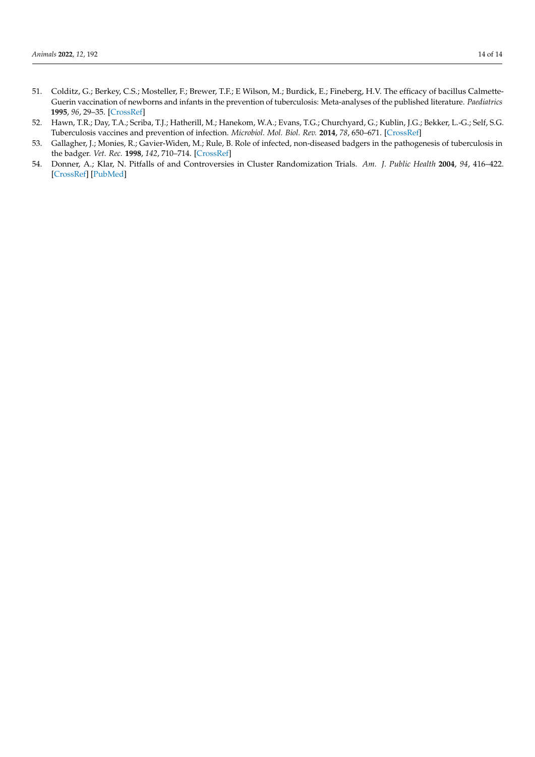51. Colditz, G.; Berkey, C.S.; Mosteller, F.; Brewer, T.F.; E Wilson, M.; Burdick, E.; Fineberg, H.V. The efficacy of bacillus Calmette-Guerin vaccination of newborns and infants in the prevention of tuberculosis: Meta-analyses of the published literature. *Paediatrics* **1995**, *96*, 29–35. [CrossRef]
52. Hawn, T.R.; Day, T.A.; Scriba, T.J.; Hatherill, M.; Hanekom, W.A.; Evans, T.G.; Churchyard, G.; Kublin, J.G.; Bekker, L.-G.; Self, S.G. Tuberculosis vaccines and prevention of infection. *Microbiol. Mol. Biol. Rev.* **2014**, *78*, 650–671. [CrossRef]
53. Gallagher, J.; Monies, R.; Gavier-Widen, M.; Rule, B. Role of infected, non-diseased badgers in the pathogenesis of tuberculosis in the badger. *Vet. Rec.* **1998**, *142*, 710–714. [CrossRef]
54. Donner, A.; Klar, N. Pitfalls of and Controversies in Cluster Randomization Trials. *Am. J. Public Health* **2004**, *94*, 416–422. [CrossRef] [PubMed]